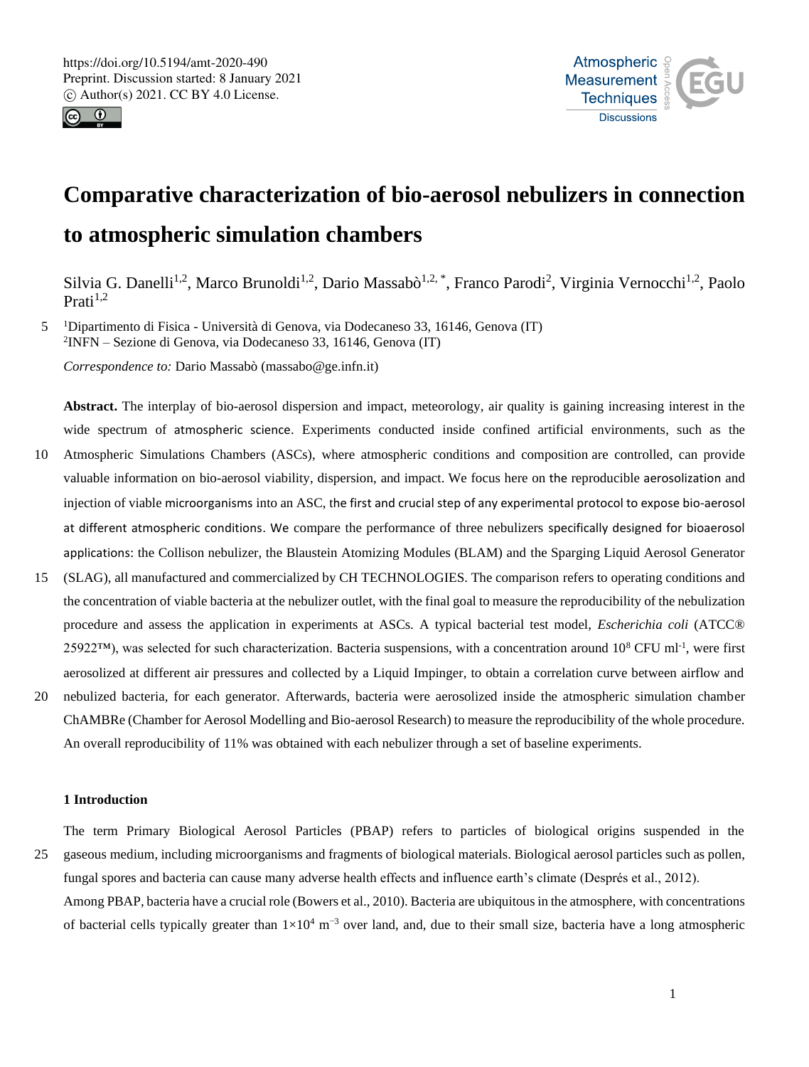# Comparative characterization of bio-aerosol nebulizers in connection to atmospheric simulation chambers

Silvia G. Danelli[1,2], Marco Brunoldi[1,2], Dario Massabò[1,2,*], Franco Parodi[2], Virginia Vernocchi[1,2], Paolo Prati[1,2]

[1]Dipartimento di Fisica - Università di Genova, via Dodecaneso 33, 16146, Genova (IT)
[2]INFN – Sezione di Genova, via Dodecaneso 33, 16146, Genova (IT)

*Correspondence to:* Dario Massabò (massabo@ge.infn.it)

**Abstract.** The interplay of bio-aerosol dispersion and impact, meteorology, air quality is gaining increasing interest in the wide spectrum of atmospheric science. Experiments conducted inside confined artificial environments, such as the Atmospheric Simulations Chambers (ASCs), where atmospheric conditions and composition are controlled, can provide valuable information on bio-aerosol viability, dispersion, and impact. We focus here on the reproducible aerosolization and injection of viable microorganisms into an ASC, the first and crucial step of any experimental protocol to expose bio-aerosol at different atmospheric conditions. We compare the performance of three nebulizers specifically designed for bioaerosol applications: the Collison nebulizer, the Blaustein Atomizing Modules (BLAM) and the Sparging Liquid Aerosol Generator (SLAG), all manufactured and commercialized by CH TECHNOLOGIES. The comparison refers to operating conditions and the concentration of viable bacteria at the nebulizer outlet, with the final goal to measure the reproducibility of the nebulization procedure and assess the application in experiments at ASCs. A typical bacterial test model, *Escherichia coli* (ATCC® 25922™), was selected for such characterization. Bacteria suspensions, with a concentration around $10^8$ CFU ml$^{-1}$, were first aerosolized at different air pressures and collected by a Liquid Impinger, to obtain a correlation curve between airflow and nebulized bacteria, for each generator. Afterwards, bacteria were aerosolized inside the atmospheric simulation chamber ChAMBRe (Chamber for Aerosol Modelling and Bio-aerosol Research) to measure the reproducibility of the whole procedure. An overall reproducibility of 11% was obtained with each nebulizer through a set of baseline experiments.

## 1 Introduction

The term Primary Biological Aerosol Particles (PBAP) refers to particles of biological origins suspended in the gaseous medium, including microorganisms and fragments of biological materials. Biological aerosol particles such as pollen, fungal spores and bacteria can cause many adverse health effects and influence earth's climate (Després et al., 2012).

Among PBAP, bacteria have a crucial role (Bowers et al., 2010). Bacteria are ubiquitous in the atmosphere, with concentrations of bacterial cells typically greater than $1\times10^4$ m$^{-3}$ over land, and, due to their small size, bacteria have a long atmospheric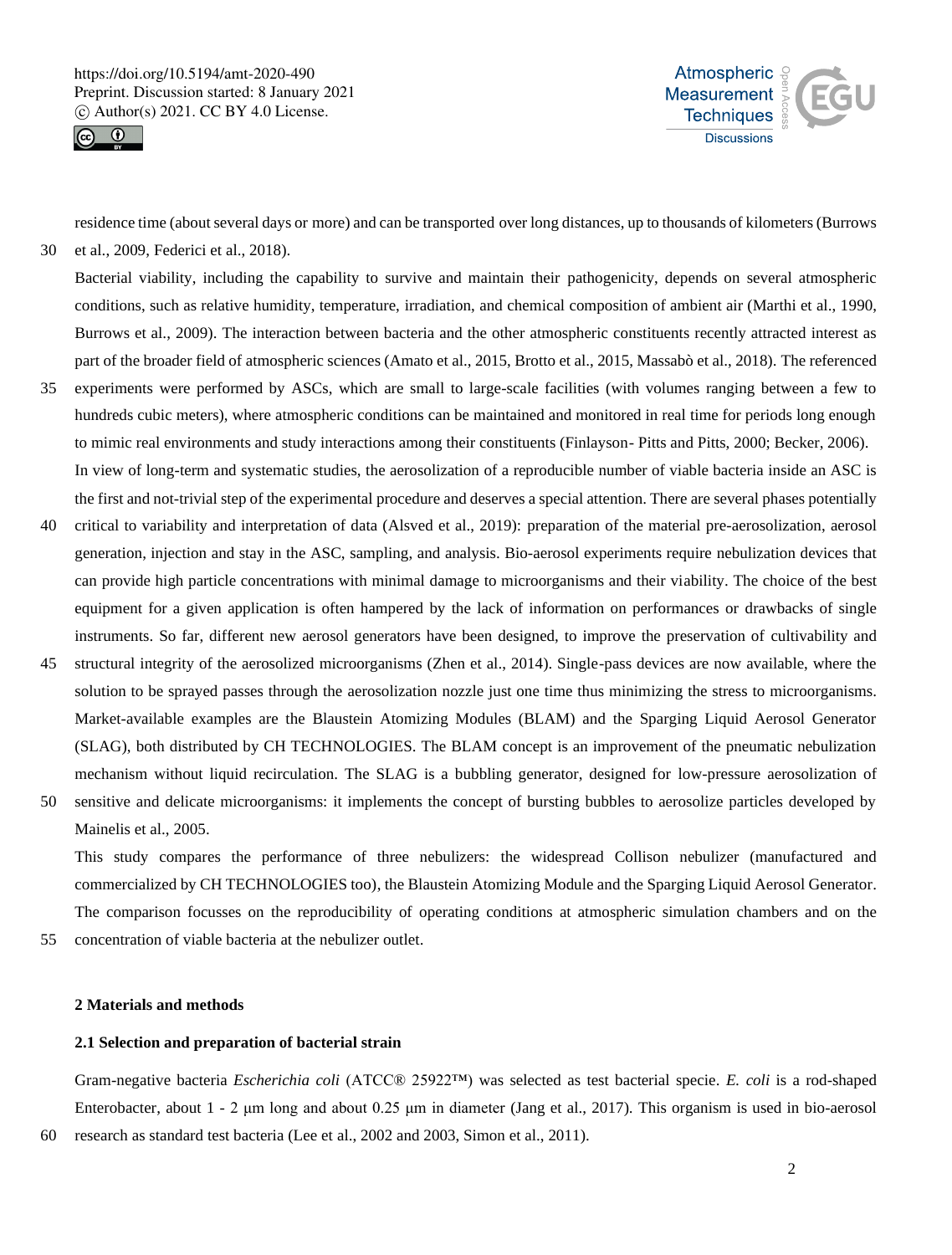residence time (about several days or more) and can be transported over long distances, up to thousands of kilometers (Burrows et al., 2009, Federici et al., 2018).

Bacterial viability, including the capability to survive and maintain their pathogenicity, depends on several atmospheric conditions, such as relative humidity, temperature, irradiation, and chemical composition of ambient air (Marthi et al., 1990, Burrows et al., 2009). The interaction between bacteria and the other atmospheric constituents recently attracted interest as part of the broader field of atmospheric sciences (Amato et al., 2015, Brotto et al., 2015, Massabò et al., 2018). The referenced experiments were performed by ASCs, which are small to large-scale facilities (with volumes ranging between a few to hundreds cubic meters), where atmospheric conditions can be maintained and monitored in real time for periods long enough to mimic real environments and study interactions among their constituents (Finlayson- Pitts and Pitts, 2000; Becker, 2006).

In view of long-term and systematic studies, the aerosolization of a reproducible number of viable bacteria inside an ASC is the first and not-trivial step of the experimental procedure and deserves a special attention. There are several phases potentially critical to variability and interpretation of data (Alsved et al., 2019): preparation of the material pre-aerosolization, aerosol generation, injection and stay in the ASC, sampling, and analysis. Bio-aerosol experiments require nebulization devices that can provide high particle concentrations with minimal damage to microorganisms and their viability. The choice of the best equipment for a given application is often hampered by the lack of information on performances or drawbacks of single instruments. So far, different new aerosol generators have been designed, to improve the preservation of cultivability and structural integrity of the aerosolized microorganisms (Zhen et al., 2014). Single-pass devices are now available, where the solution to be sprayed passes through the aerosolization nozzle just one time thus minimizing the stress to microorganisms. Market-available examples are the Blaustein Atomizing Modules (BLAM) and the Sparging Liquid Aerosol Generator (SLAG), both distributed by CH TECHNOLOGIES. The BLAM concept is an improvement of the pneumatic nebulization mechanism without liquid recirculation. The SLAG is a bubbling generator, designed for low-pressure aerosolization of sensitive and delicate microorganisms: it implements the concept of bursting bubbles to aerosolize particles developed by Mainelis et al., 2005.

This study compares the performance of three nebulizers: the widespread Collison nebulizer (manufactured and commercialized by CH TECHNOLOGIES too), the Blaustein Atomizing Module and the Sparging Liquid Aerosol Generator. The comparison focusses on the reproducibility of operating conditions at atmospheric simulation chambers and on the concentration of viable bacteria at the nebulizer outlet.

## 2 Materials and methods

### 2.1 Selection and preparation of bacterial strain

Gram-negative bacteria *Escherichia coli* (ATCC® 25922™) was selected as test bacterial specie. *E. coli* is a rod-shaped Enterobacter, about 1 - 2 μm long and about 0.25 μm in diameter (Jang et al., 2017). This organism is used in bio-aerosol research as standard test bacteria (Lee et al., 2002 and 2003, Simon et al., 2011).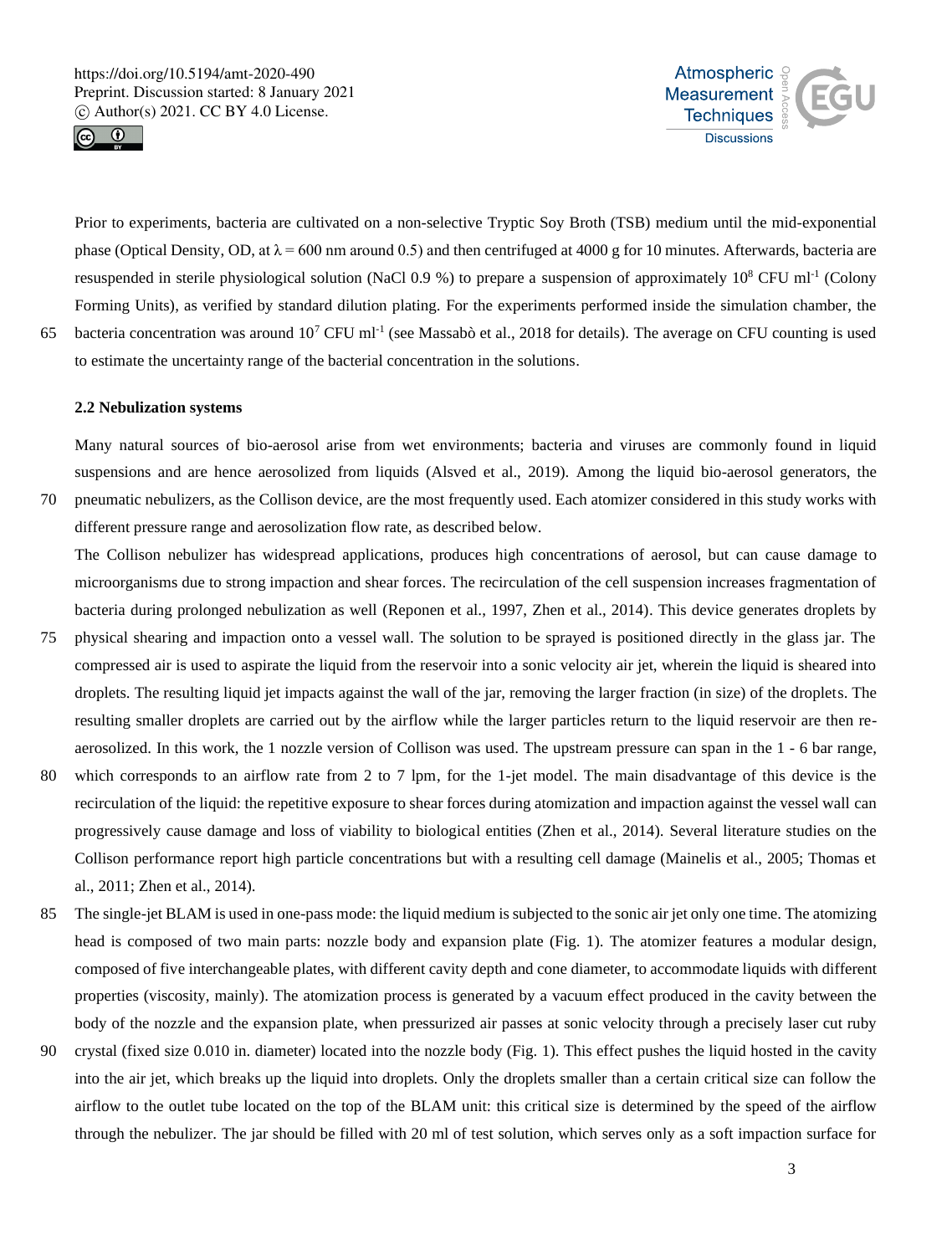Prior to experiments, bacteria are cultivated on a non-selective Tryptic Soy Broth (TSB) medium until the mid-exponential phase (Optical Density, OD, at $\lambda = 600$ nm around 0.5) and then centrifuged at 4000 g for 10 minutes. Afterwards, bacteria are resuspended in sterile physiological solution (NaCl 0.9 %) to prepare a suspension of approximately $10^8$ CFU ml$^{-1}$ (Colony Forming Units), as verified by standard dilution plating. For the experiments performed inside the simulation chamber, the bacteria concentration was around $10^7$ CFU ml$^{-1}$ (see Massabò et al., 2018 for details). The average on CFU counting is used to estimate the uncertainty range of the bacterial concentration in the solutions.

### 2.2 Nebulization systems

Many natural sources of bio-aerosol arise from wet environments; bacteria and viruses are commonly found in liquid suspensions and are hence aerosolized from liquids (Alsved et al., 2019). Among the liquid bio-aerosol generators, the pneumatic nebulizers, as the Collison device, are the most frequently used. Each atomizer considered in this study works with different pressure range and aerosolization flow rate, as described below.

The Collison nebulizer has widespread applications, produces high concentrations of aerosol, but can cause damage to microorganisms due to strong impaction and shear forces. The recirculation of the cell suspension increases fragmentation of bacteria during prolonged nebulization as well (Reponen et al., 1997, Zhen et al., 2014). This device generates droplets by physical shearing and impaction onto a vessel wall. The solution to be sprayed is positioned directly in the glass jar. The compressed air is used to aspirate the liquid from the reservoir into a sonic velocity air jet, wherein the liquid is sheared into droplets. The resulting liquid jet impacts against the wall of the jar, removing the larger fraction (in size) of the droplets. The resulting smaller droplets are carried out by the airflow while the larger particles return to the liquid reservoir are then re-aerosolized. In this work, the 1 nozzle version of Collison was used. The upstream pressure can span in the 1 - 6 bar range, which corresponds to an airflow rate from 2 to 7 lpm, for the 1-jet model. The main disadvantage of this device is the recirculation of the liquid: the repetitive exposure to shear forces during atomization and impaction against the vessel wall can progressively cause damage and loss of viability to biological entities (Zhen et al., 2014). Several literature studies on the Collison performance report high particle concentrations but with a resulting cell damage (Mainelis et al., 2005; Thomas et al., 2011; Zhen et al., 2014).

The single-jet BLAM is used in one-pass mode: the liquid medium is subjected to the sonic air jet only one time. The atomizing head is composed of two main parts: nozzle body and expansion plate (Fig. 1). The atomizer features a modular design, composed of five interchangeable plates, with different cavity depth and cone diameter, to accommodate liquids with different properties (viscosity, mainly). The atomization process is generated by a vacuum effect produced in the cavity between the body of the nozzle and the expansion plate, when pressurized air passes at sonic velocity through a precisely laser cut ruby crystal (fixed size 0.010 in. diameter) located into the nozzle body (Fig. 1). This effect pushes the liquid hosted in the cavity into the air jet, which breaks up the liquid into droplets. Only the droplets smaller than a certain critical size can follow the airflow to the outlet tube located on the top of the BLAM unit: this critical size is determined by the speed of the airflow through the nebulizer. The jar should be filled with 20 ml of test solution, which serves only as a soft impaction surface for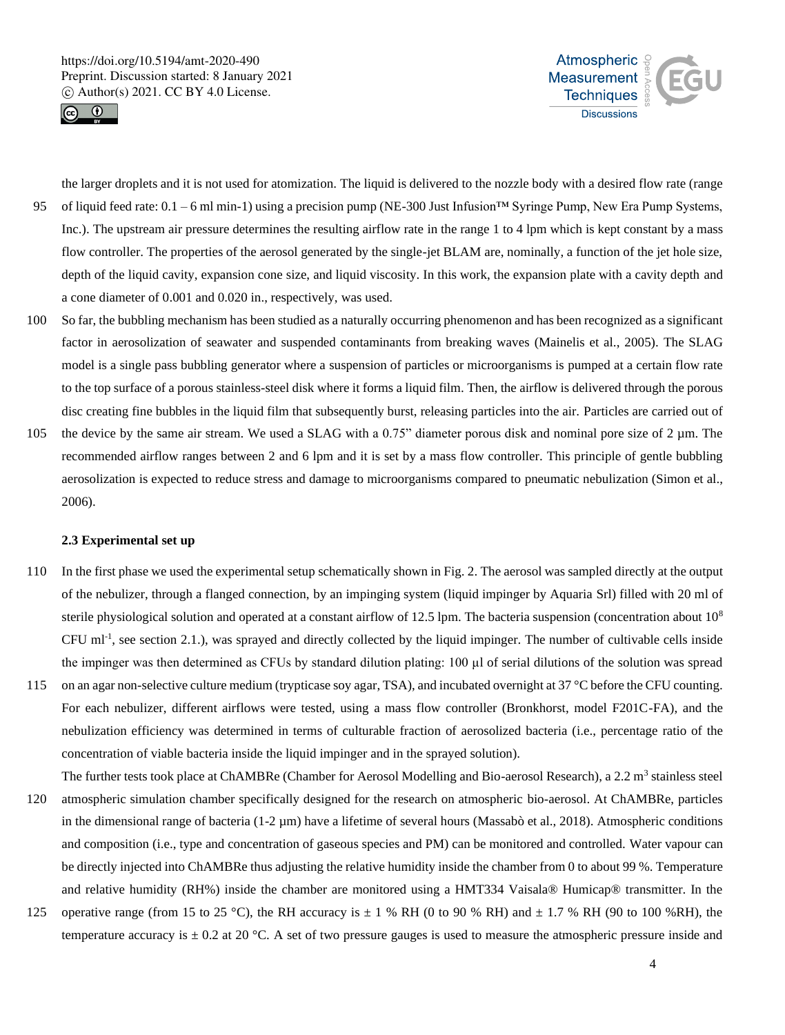the larger droplets and it is not used for atomization. The liquid is delivered to the nozzle body with a desired flow rate (range of liquid feed rate: 0.1 – 6 ml min-1) using a precision pump (NE-300 Just Infusion™ Syringe Pump, New Era Pump Systems, Inc.). The upstream air pressure determines the resulting airflow rate in the range 1 to 4 lpm which is kept constant by a mass flow controller. The properties of the aerosol generated by the single-jet BLAM are, nominally, a function of the jet hole size, depth of the liquid cavity, expansion cone size, and liquid viscosity. In this work, the expansion plate with a cavity depth and a cone diameter of 0.001 and 0.020 in., respectively, was used.

So far, the bubbling mechanism has been studied as a naturally occurring phenomenon and has been recognized as a significant factor in aerosolization of seawater and suspended contaminants from breaking waves (Mainelis et al., 2005). The SLAG model is a single pass bubbling generator where a suspension of particles or microorganisms is pumped at a certain flow rate to the top surface of a porous stainless-steel disk where it forms a liquid film. Then, the airflow is delivered through the porous disc creating fine bubbles in the liquid film that subsequently burst, releasing particles into the air. Particles are carried out of the device by the same air stream. We used a SLAG with a 0.75" diameter porous disk and nominal pore size of 2 µm. The recommended airflow ranges between 2 and 6 lpm and it is set by a mass flow controller. This principle of gentle bubbling aerosolization is expected to reduce stress and damage to microorganisms compared to pneumatic nebulization (Simon et al., 2006).

### 2.3 Experimental set up

In the first phase we used the experimental setup schematically shown in Fig. 2. The aerosol was sampled directly at the output of the nebulizer, through a flanged connection, by an impinging system (liquid impinger by Aquaria Srl) filled with 20 ml of sterile physiological solution and operated at a constant airflow of 12.5 lpm. The bacteria suspension (concentration about $10^8$ CFU ml$^{-1}$, see section 2.1.), was sprayed and directly collected by the liquid impinger. The number of cultivable cells inside the impinger was then determined as CFUs by standard dilution plating: 100 µl of serial dilutions of the solution was spread on an agar non-selective culture medium (trypticase soy agar, TSA), and incubated overnight at 37 °C before the CFU counting. For each nebulizer, different airflows were tested, using a mass flow controller (Bronkhorst, model F201C-FA), and the nebulization efficiency was determined in terms of culturable fraction of aerosolized bacteria (i.e., percentage ratio of the concentration of viable bacteria inside the liquid impinger and in the sprayed solution).

The further tests took place at ChAMBRe (Chamber for Aerosol Modelling and Bio-aerosol Research), a 2.2 m$^3$ stainless steel atmospheric simulation chamber specifically designed for the research on atmospheric bio-aerosol. At ChAMBRe, particles in the dimensional range of bacteria (1-2 µm) have a lifetime of several hours (Massabò et al., 2018). Atmospheric conditions and composition (i.e., type and concentration of gaseous species and PM) can be monitored and controlled. Water vapour can be directly injected into ChAMBRe thus adjusting the relative humidity inside the chamber from 0 to about 99 %. Temperature and relative humidity (RH%) inside the chamber are monitored using a HMT334 Vaisala® Humicap® transmitter. In the operative range (from 15 to 25 °C), the RH accuracy is ± 1 % RH (0 to 90 % RH) and ± 1.7 % RH (90 to 100 %RH), the temperature accuracy is ± 0.2 at 20 °C. A set of two pressure gauges is used to measure the atmospheric pressure inside and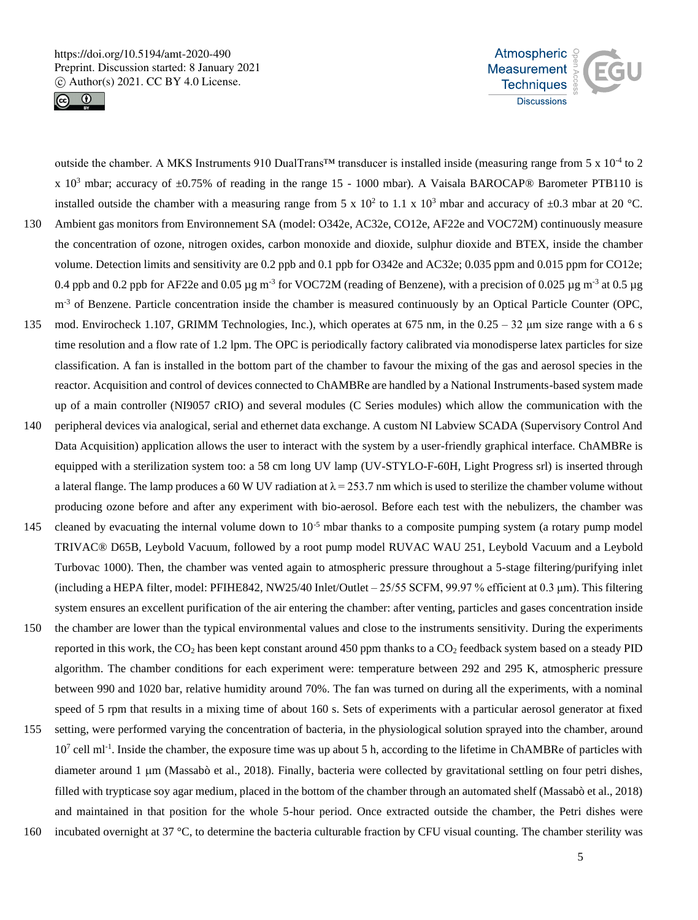outside the chamber. A MKS Instruments 910 DualTrans™ transducer is installed inside (measuring range from 5 x $10^{-4}$ to 2 x $10^{3}$ mbar; accuracy of ±0.75% of reading in the range 15 - 1000 mbar). A Vaisala BAROCAP® Barometer PTB110 is installed outside the chamber with a measuring range from 5 x $10^{2}$ to 1.1 x $10^{3}$ mbar and accuracy of ±0.3 mbar at 20 °C. Ambient gas monitors from Environnement SA (model: O342e, AC32e, CO12e, AF22e and VOC72M) continuously measure the concentration of ozone, nitrogen oxides, carbon monoxide and dioxide, sulphur dioxide and BTEX, inside the chamber volume. Detection limits and sensitivity are 0.2 ppb and 0.1 ppb for O342e and AC32e; 0.035 ppm and 0.015 ppm for CO12e; 0.4 ppb and 0.2 ppb for AF22e and 0.05 μg $m^{-3}$ for VOC72M (reading of Benzene), with a precision of 0.025 μg $m^{-3}$ at 0.5 μg $m^{-3}$ of Benzene. Particle concentration inside the chamber is measured continuously by an Optical Particle Counter (OPC, mod. Envirocheck 1.107, GRIMM Technologies, Inc.), which operates at 675 nm, in the 0.25 – 32 μm size range with a 6 s time resolution and a flow rate of 1.2 lpm. The OPC is periodically factory calibrated via monodisperse latex particles for size classification. A fan is installed in the bottom part of the chamber to favour the mixing of the gas and aerosol species in the reactor. Acquisition and control of devices connected to ChAMBRe are handled by a National Instruments-based system made up of a main controller (NI9057 cRIO) and several modules (C Series modules) which allow the communication with the peripheral devices via analogical, serial and ethernet data exchange. A custom NI Labview SCADA (Supervisory Control And Data Acquisition) application allows the user to interact with the system by a user-friendly graphical interface. ChAMBRe is equipped with a sterilization system too: a 58 cm long UV lamp (UV-STYLO-F-60H, Light Progress srl) is inserted through a lateral flange. The lamp produces a 60 W UV radiation at $\lambda = 253.7$ nm which is used to sterilize the chamber volume without producing ozone before and after any experiment with bio-aerosol. Before each test with the nebulizers, the chamber was cleaned by evacuating the internal volume down to $10^{-5}$ mbar thanks to a composite pumping system (a rotary pump model TRIVAC® D65B, Leybold Vacuum, followed by a root pump model RUVAC WAU 251, Leybold Vacuum and a Leybold Turbovac 1000). Then, the chamber was vented again to atmospheric pressure throughout a 5-stage filtering/purifying inlet (including a HEPA filter, model: PFIHE842, NW25/40 Inlet/Outlet – 25/55 SCFM, 99.97 % efficient at 0.3 μm). This filtering system ensures an excellent purification of the air entering the chamber: after venting, particles and gases concentration inside the chamber are lower than the typical environmental values and close to the instruments sensitivity. During the experiments reported in this work, the $CO_2$ has been kept constant around 450 ppm thanks to a $CO_2$ feedback system based on a steady PID algorithm. The chamber conditions for each experiment were: temperature between 292 and 295 K, atmospheric pressure between 990 and 1020 bar, relative humidity around 70%. The fan was turned on during all the experiments, with a nominal speed of 5 rpm that results in a mixing time of about 160 s. Sets of experiments with a particular aerosol generator at fixed setting, were performed varying the concentration of bacteria, in the physiological solution sprayed into the chamber, around $10^{7}$ cell $ml^{-1}$. Inside the chamber, the exposure time was up about 5 h, according to the lifetime in ChAMBRe of particles with diameter around 1 μm (Massabò et al., 2018). Finally, bacteria were collected by gravitational settling on four petri dishes, filled with trypticase soy agar medium, placed in the bottom of the chamber through an automated shelf (Massabò et al., 2018) and maintained in that position for the whole 5-hour period. Once extracted outside the chamber, the Petri dishes were incubated overnight at 37 °C, to determine the bacteria culturable fraction by CFU visual counting. The chamber sterility was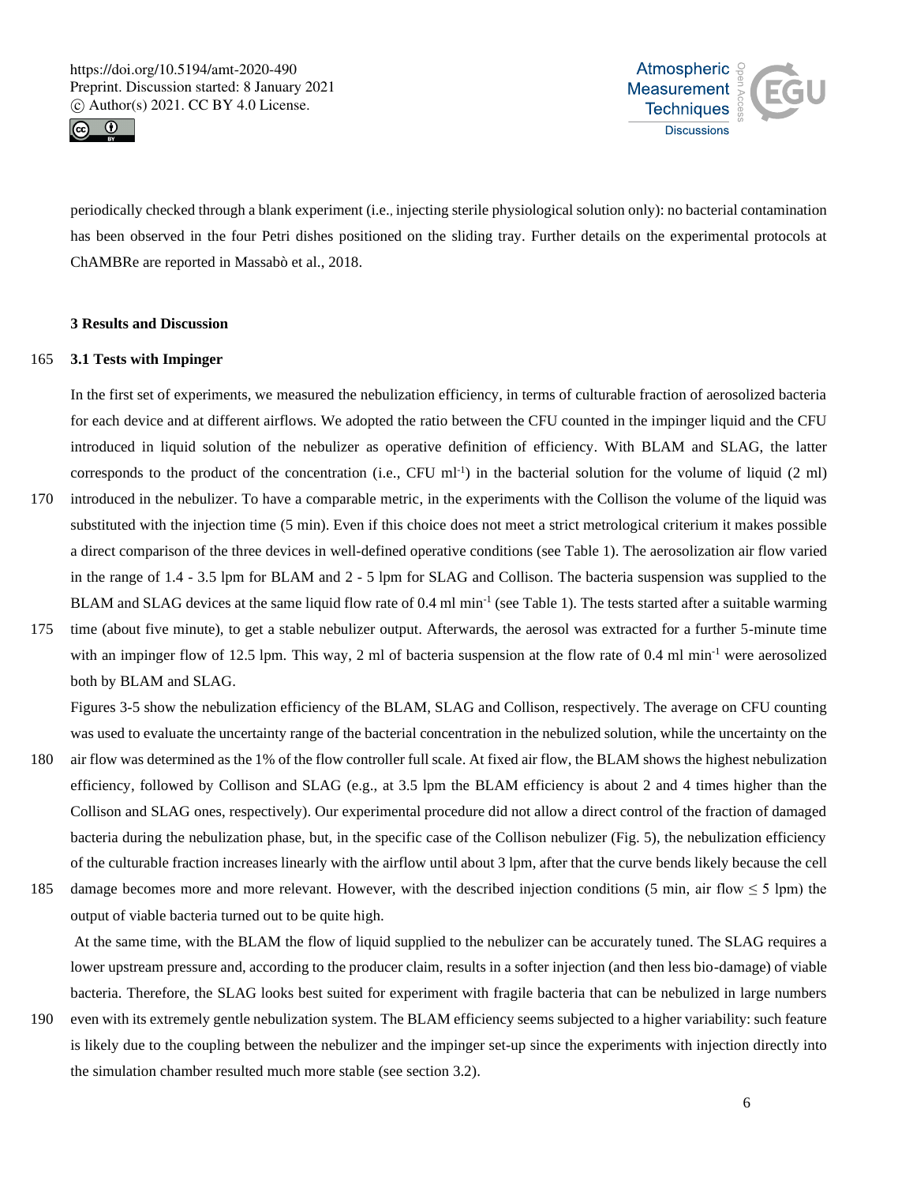periodically checked through a blank experiment (i.e., injecting sterile physiological solution only): no bacterial contamination has been observed in the four Petri dishes positioned on the sliding tray. Further details on the experimental protocols at ChAMBRe are reported in Massabò et al., 2018.

## 3 Results and Discussion

### 3.1 Tests with Impinger

In the first set of experiments, we measured the nebulization efficiency, in terms of culturable fraction of aerosolized bacteria for each device and at different airflows. We adopted the ratio between the CFU counted in the impinger liquid and the CFU introduced in liquid solution of the nebulizer as operative definition of efficiency. With BLAM and SLAG, the latter corresponds to the product of the concentration (i.e., CFU ml$^{-1}$) in the bacterial solution for the volume of liquid (2 ml) introduced in the nebulizer. To have a comparable metric, in the experiments with the Collison the volume of the liquid was substituted with the injection time (5 min). Even if this choice does not meet a strict metrological criterium it makes possible a direct comparison of the three devices in well-defined operative conditions (see Table 1). The aerosolization air flow varied in the range of 1.4 - 3.5 lpm for BLAM and 2 - 5 lpm for SLAG and Collison. The bacteria suspension was supplied to the BLAM and SLAG devices at the same liquid flow rate of 0.4 ml min$^{-1}$ (see Table 1). The tests started after a suitable warming time (about five minute), to get a stable nebulizer output. Afterwards, the aerosol was extracted for a further 5-minute time with an impinger flow of 12.5 lpm. This way, 2 ml of bacteria suspension at the flow rate of 0.4 ml min$^{-1}$ were aerosolized both by BLAM and SLAG.

Figures 3-5 show the nebulization efficiency of the BLAM, SLAG and Collison, respectively. The average on CFU counting was used to evaluate the uncertainty range of the bacterial concentration in the nebulized solution, while the uncertainty on the air flow was determined as the 1% of the flow controller full scale. At fixed air flow, the BLAM shows the highest nebulization efficiency, followed by Collison and SLAG (e.g., at 3.5 lpm the BLAM efficiency is about 2 and 4 times higher than the Collison and SLAG ones, respectively). Our experimental procedure did not allow a direct control of the fraction of damaged bacteria during the nebulization phase, but, in the specific case of the Collison nebulizer (Fig. 5), the nebulization efficiency of the culturable fraction increases linearly with the airflow until about 3 lpm, after that the curve bends likely because the cell damage becomes more and more relevant. However, with the described injection conditions (5 min, air flow $\leq$ 5 lpm) the output of viable bacteria turned out to be quite high.

At the same time, with the BLAM the flow of liquid supplied to the nebulizer can be accurately tuned. The SLAG requires a lower upstream pressure and, according to the producer claim, results in a softer injection (and then less bio-damage) of viable bacteria. Therefore, the SLAG looks best suited for experiment with fragile bacteria that can be nebulized in large numbers even with its extremely gentle nebulization system. The BLAM efficiency seems subjected to a higher variability: such feature is likely due to the coupling between the nebulizer and the impinger set-up since the experiments with injection directly into the simulation chamber resulted much more stable (see section 3.2).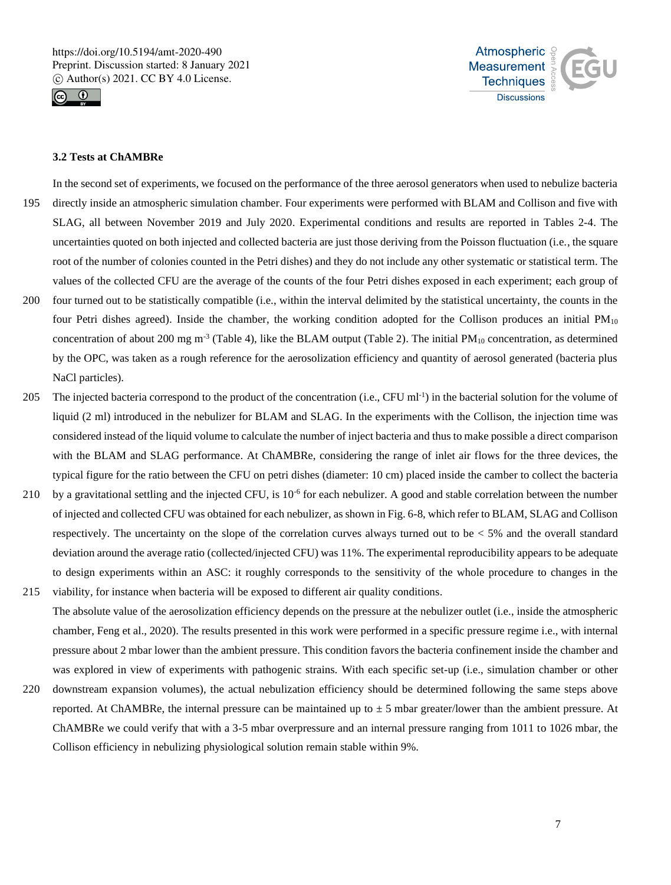### 3.2 Tests at ChAMBRe

In the second set of experiments, we focused on the performance of the three aerosol generators when used to nebulize bacteria directly inside an atmospheric simulation chamber. Four experiments were performed with BLAM and Collison and five with SLAG, all between November 2019 and July 2020. Experimental conditions and results are reported in Tables 2-4. The uncertainties quoted on both injected and collected bacteria are just those deriving from the Poisson fluctuation (i.e., the square root of the number of colonies counted in the Petri dishes) and they do not include any other systematic or statistical term. The values of the collected CFU are the average of the counts of the four Petri dishes exposed in each experiment; each group of four turned out to be statistically compatible (i.e., within the interval delimited by the statistical uncertainty, the counts in the four Petri dishes agreed). Inside the chamber, the working condition adopted for the Collison produces an initial $PM_{10}$ concentration of about 200 mg $m^{-3}$ (Table 4), like the BLAM output (Table 2). The initial $PM_{10}$ concentration, as determined by the OPC, was taken as a rough reference for the aerosolization efficiency and quantity of aerosol generated (bacteria plus NaCl particles).

The injected bacteria correspond to the product of the concentration (i.e., CFU $ml^{-1}$) in the bacterial solution for the volume of liquid (2 ml) introduced in the nebulizer for BLAM and SLAG. In the experiments with the Collison, the injection time was considered instead of the liquid volume to calculate the number of inject bacteria and thus to make possible a direct comparison with the BLAM and SLAG performance. At ChAMBRe, considering the range of inlet air flows for the three devices, the typical figure for the ratio between the CFU on petri dishes (diameter: 10 cm) placed inside the camber to collect the bacteria by a gravitational settling and the injected CFU, is $10^{-6}$ for each nebulizer. A good and stable correlation between the number of injected and collected CFU was obtained for each nebulizer, as shown in Fig. 6-8, which refer to BLAM, SLAG and Collison respectively. The uncertainty on the slope of the correlation curves always turned out to be < 5% and the overall standard deviation around the average ratio (collected/injected CFU) was 11%. The experimental reproducibility appears to be adequate to design experiments within an ASC: it roughly corresponds to the sensitivity of the whole procedure to changes in the viability, for instance when bacteria will be exposed to different air quality conditions.

The absolute value of the aerosolization efficiency depends on the pressure at the nebulizer outlet (i.e., inside the atmospheric chamber, Feng et al., 2020). The results presented in this work were performed in a specific pressure regime i.e., with internal pressure about 2 mbar lower than the ambient pressure. This condition favors the bacteria confinement inside the chamber and was explored in view of experiments with pathogenic strains. With each specific set-up (i.e., simulation chamber or other downstream expansion volumes), the actual nebulization efficiency should be determined following the same steps above reported. At ChAMBRe, the internal pressure can be maintained up to ± 5 mbar greater/lower than the ambient pressure. At ChAMBRe we could verify that with a 3-5 mbar overpressure and an internal pressure ranging from 1011 to 1026 mbar, the Collison efficiency in nebulizing physiological solution remain stable within 9%.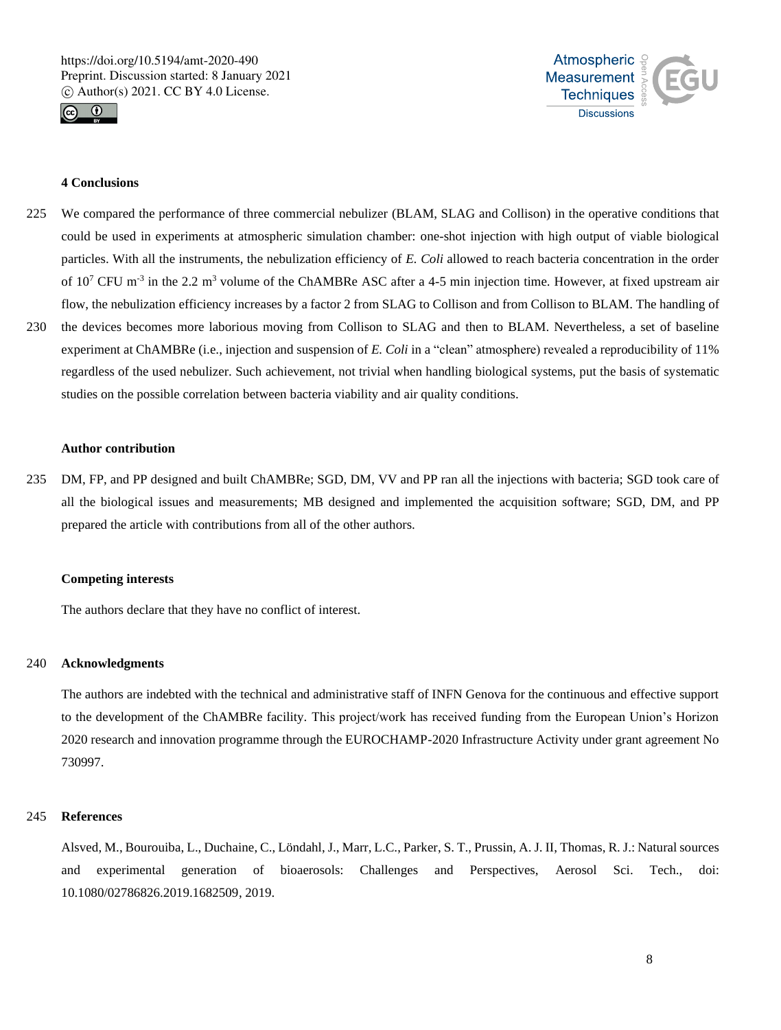## 4 Conclusions

We compared the performance of three commercial nebulizer (BLAM, SLAG and Collison) in the operative conditions that could be used in experiments at atmospheric simulation chamber: one-shot injection with high output of viable biological particles. With all the instruments, the nebulization efficiency of *E. Coli* allowed to reach bacteria concentration in the order of $10^7$ CFU $m^{-3}$ in the 2.2 $m^3$ volume of the ChAMBRe ASC after a 4-5 min injection time. However, at fixed upstream air flow, the nebulization efficiency increases by a factor 2 from SLAG to Collison and from Collison to BLAM. The handling of the devices becomes more laborious moving from Collison to SLAG and then to BLAM. Nevertheless, a set of baseline experiment at ChAMBRe (i.e., injection and suspension of *E. Coli* in a "clean" atmosphere) revealed a reproducibility of 11% regardless of the used nebulizer. Such achievement, not trivial when handling biological systems, put the basis of systematic studies on the possible correlation between bacteria viability and air quality conditions.

## Author contribution

DM, FP, and PP designed and built ChAMBRe; SGD, DM, VV and PP ran all the injections with bacteria; SGD took care of all the biological issues and measurements; MB designed and implemented the acquisition software; SGD, DM, and PP prepared the article with contributions from all of the other authors.

## Competing interests

The authors declare that they have no conflict of interest.

## Acknowledgments

The authors are indebted with the technical and administrative staff of INFN Genova for the continuous and effective support to the development of the ChAMBRe facility. This project/work has received funding from the European Union's Horizon 2020 research and innovation programme through the EUROCHAMP-2020 Infrastructure Activity under grant agreement No 730997.

## References

Alsved, M., Bourouiba, L., Duchaine, C., Löndahl, J., Marr, L.C., Parker, S. T., Prussin, A. J. II, Thomas, R. J.: Natural sources and experimental generation of bioaerosols: Challenges and Perspectives, Aerosol Sci. Tech., doi: 10.1080/02786826.2019.1682509, 2019.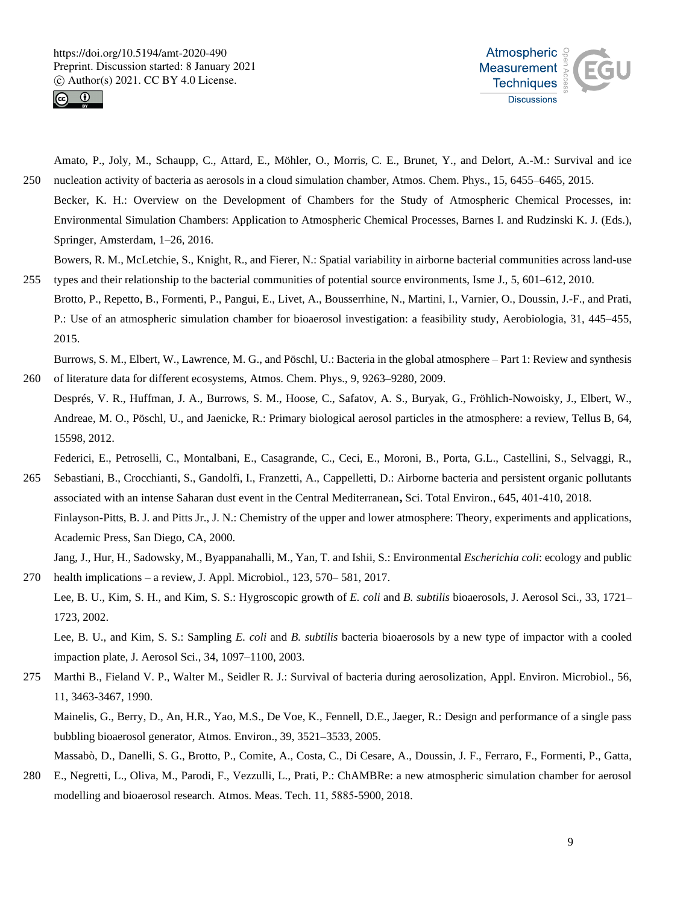Amato, P., Joly, M., Schaupp, C., Attard, E., Möhler, O., Morris, C. E., Brunet, Y., and Delort, A.-M.: Survival and ice nucleation activity of bacteria as aerosols in a cloud simulation chamber, Atmos. Chem. Phys., 15, 6455–6465, 2015.

Becker, K. H.: Overview on the Development of Chambers for the Study of Atmospheric Chemical Processes, in: Environmental Simulation Chambers: Application to Atmospheric Chemical Processes, Barnes I. and Rudzinski K. J. (Eds.), Springer, Amsterdam, 1–26, 2016.

Bowers, R. M., McLetchie, S., Knight, R., and Fierer, N.: Spatial variability in airborne bacterial communities across land-use types and their relationship to the bacterial communities of potential source environments, Isme J., 5, 601–612, 2010.

Brotto, P., Repetto, B., Formenti, P., Pangui, E., Livet, A., Bousserrhine, N., Martini, I., Varnier, O., Doussin, J.-F., and Prati, P.: Use of an atmospheric simulation chamber for bioaerosol investigation: a feasibility study, Aerobiologia, 31, 445–455, 2015.

Burrows, S. M., Elbert, W., Lawrence, M. G., and Pöschl, U.: Bacteria in the global atmosphere – Part 1: Review and synthesis of literature data for different ecosystems, Atmos. Chem. Phys., 9, 9263–9280, 2009.

Després, V. R., Huffman, J. A., Burrows, S. M., Hoose, C., Safatov, A. S., Buryak, G., Fröhlich-Nowoisky, J., Elbert, W., Andreae, M. O., Pöschl, U., and Jaenicke, R.: Primary biological aerosol particles in the atmosphere: a review, Tellus B, 64, 15598, 2012.

Federici, E., Petroselli, C., Montalbani, E., Casagrande, C., Ceci, E., Moroni, B., Porta, G.L., Castellini, S., Selvaggi, R., Sebastiani, B., Crocchianti, S., Gandolfi, I., Franzetti, A., Cappelletti, D.: Airborne bacteria and persistent organic pollutants associated with an intense Saharan dust event in the Central Mediterranean, Sci. Total Environ., 645, 401-410, 2018.

Finlayson-Pitts, B. J. and Pitts Jr., J. N.: Chemistry of the upper and lower atmosphere: Theory, experiments and applications, Academic Press, San Diego, CA, 2000.

Jang, J., Hur, H., Sadowsky, M., Byappanahalli, M., Yan, T. and Ishii, S.: Environmental *Escherichia coli*: ecology and public health implications – a review, J. Appl. Microbiol., 123, 570– 581, 2017.

Lee, B. U., Kim, S. H., and Kim, S. S.: Hygroscopic growth of *E. coli* and *B. subtilis* bioaerosols, J. Aerosol Sci., 33, 1721–1723, 2002.

Lee, B. U., and Kim, S. S.: Sampling *E. coli* and *B. subtilis* bacteria bioaerosols by a new type of impactor with a cooled impaction plate, J. Aerosol Sci., 34, 1097–1100, 2003.

Marthi B., Fieland V. P., Walter M., Seidler R. J.: Survival of bacteria during aerosolization, Appl. Environ. Microbiol., 56, 11, 3463-3467, 1990.

Mainelis, G., Berry, D., An, H.R., Yao, M.S., De Voe, K., Fennell, D.E., Jaeger, R.: Design and performance of a single pass bubbling bioaerosol generator, Atmos. Environ., 39, 3521–3533, 2005.

Massabò, D., Danelli, S. G., Brotto, P., Comite, A., Costa, C., Di Cesare, A., Doussin, J. F., Ferraro, F., Formenti, P., Gatta, E., Negretti, L., Oliva, M., Parodi, F., Vezzulli, L., Prati, P.: ChAMBRe: a new atmospheric simulation chamber for aerosol modelling and bioaerosol research. Atmos. Meas. Tech. 11, 5885-5900, 2018.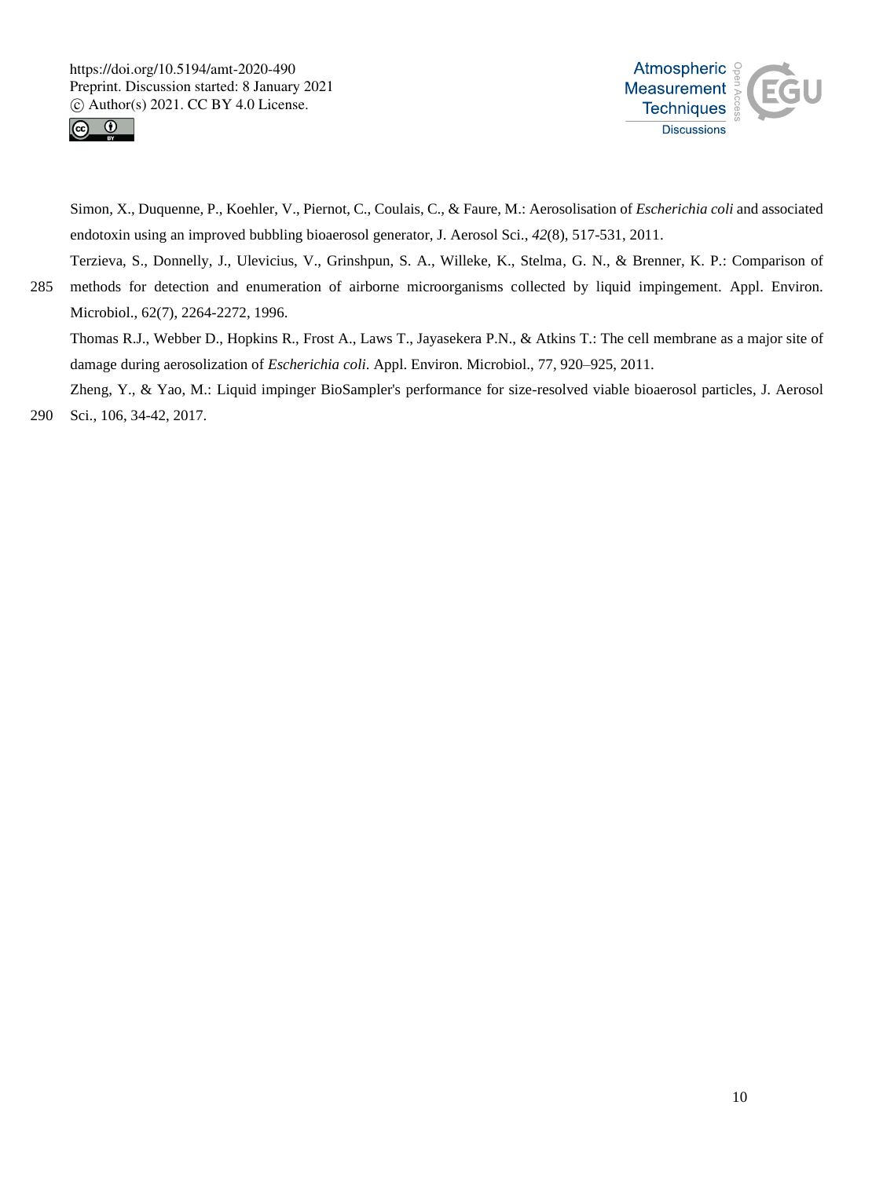Simon, X., Duquenne, P., Koehler, V., Piernot, C., Coulais, C., & Faure, M.: Aerosolisation of *Escherichia coli* and associated endotoxin using an improved bubbling bioaerosol generator, J. Aerosol Sci., *42*(8), 517-531, 2011.

Terzieva, S., Donnelly, J., Ulevicius, V., Grinshpun, S. A., Willeke, K., Stelma, G. N., & Brenner, K. P.: Comparison of methods for detection and enumeration of airborne microorganisms collected by liquid impingement. Appl. Environ. Microbiol., 62(7), 2264-2272, 1996.

Thomas R.J., Webber D., Hopkins R., Frost A., Laws T., Jayasekera P.N., & Atkins T.: The cell membrane as a major site of damage during aerosolization of *Escherichia coli*. Appl. Environ. Microbiol., 77, 920–925, 2011.

Zheng, Y., & Yao, M.: Liquid impinger BioSampler's performance for size-resolved viable bioaerosol particles, J. Aerosol Sci., 106, 34-42, 2017.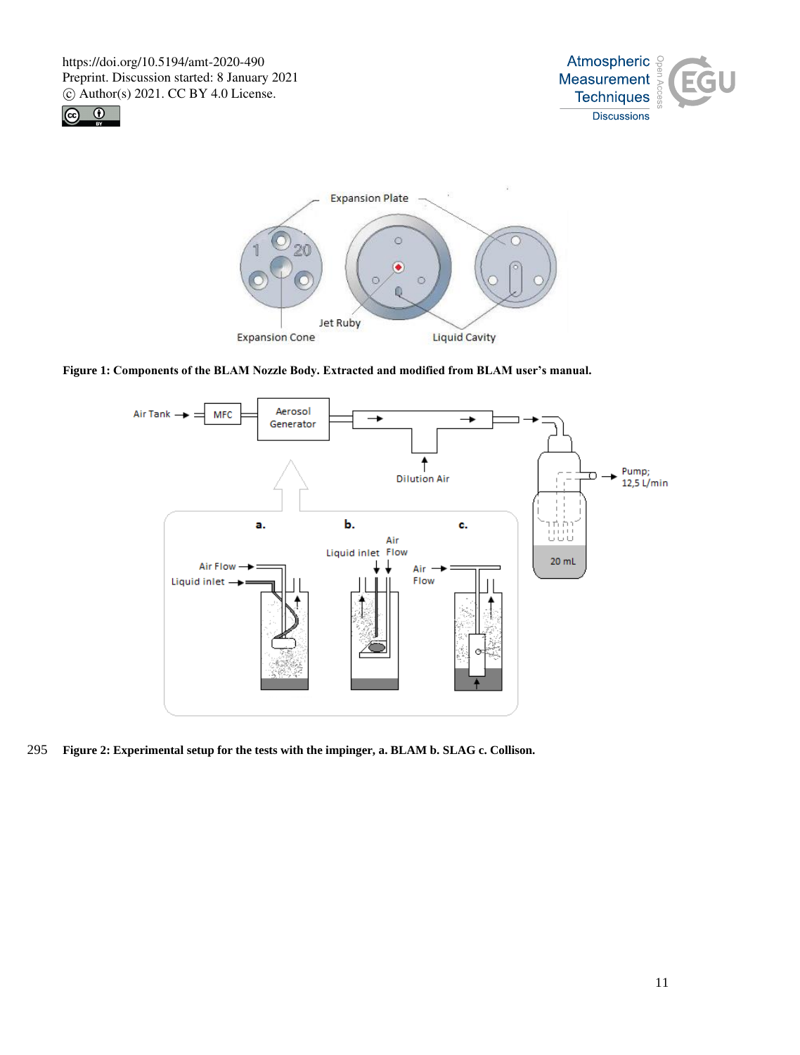**Figure 1: Components of the BLAM Nozzle Body. Extracted and modified from BLAM user's manual.**

**Figure 2: Experimental setup for the tests with the impinger, a. BLAM b. SLAG c. Collison.**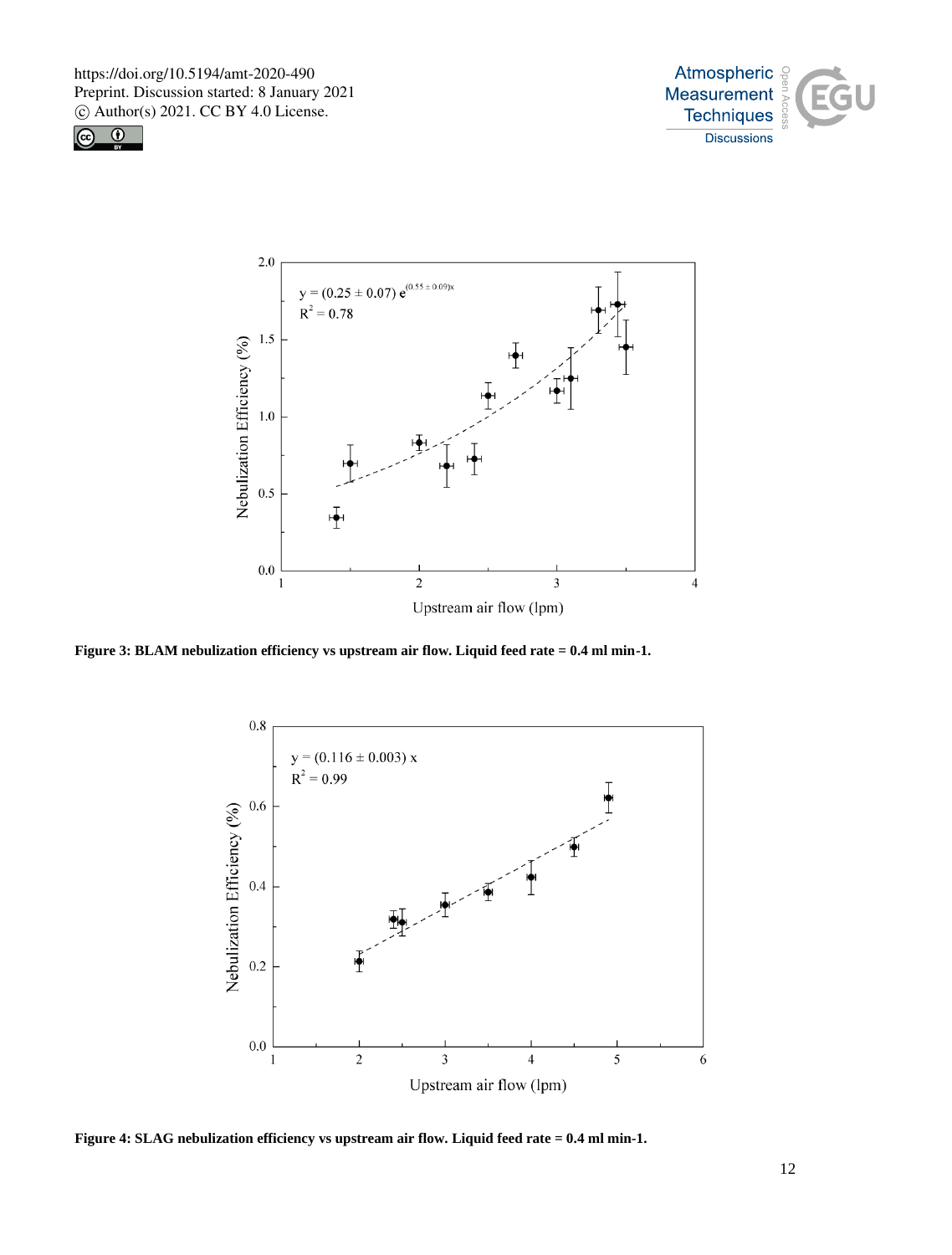Figure 3: BLAM nebulization efficiency vs upstream air flow. Liquid feed rate = 0.4 ml min-1.

Figure 4: SLAG nebulization efficiency vs upstream air flow. Liquid feed rate = 0.4 ml min-1.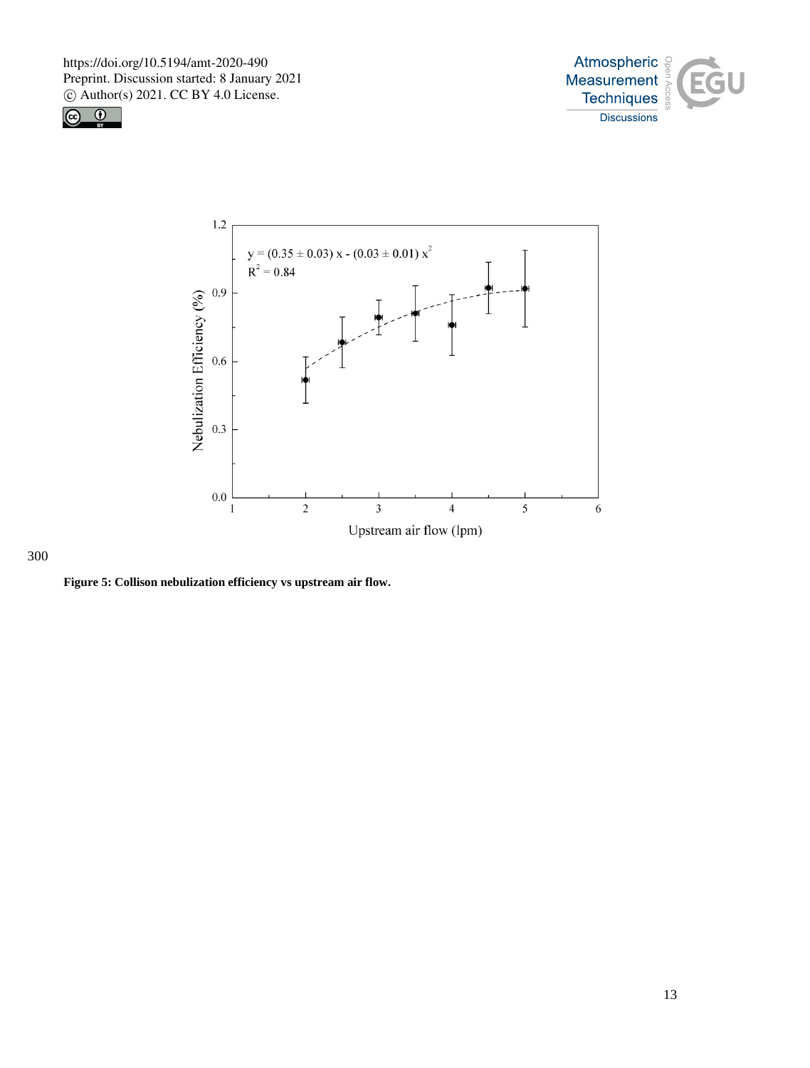Figure 5: Collison nebulization efficiency vs upstream air flow.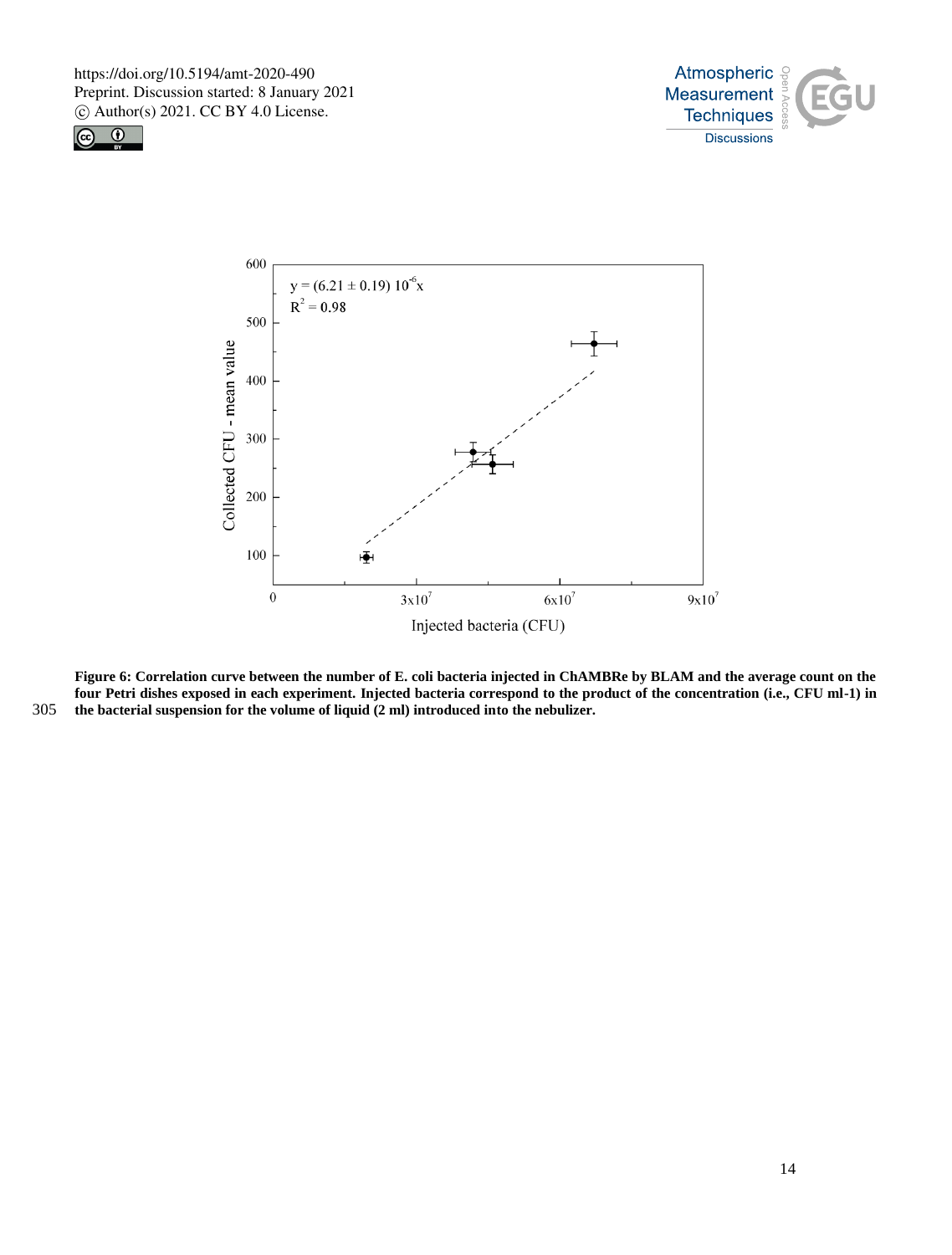**Figure 6: Correlation curve between the number of E. coli bacteria injected in ChAMBRe by BLAM and the average count on the four Petri dishes exposed in each experiment. Injected bacteria correspond to the product of the concentration (i.e., CFU ml-1) in the bacterial suspension for the volume of liquid (2 ml) introduced into the nebulizer.**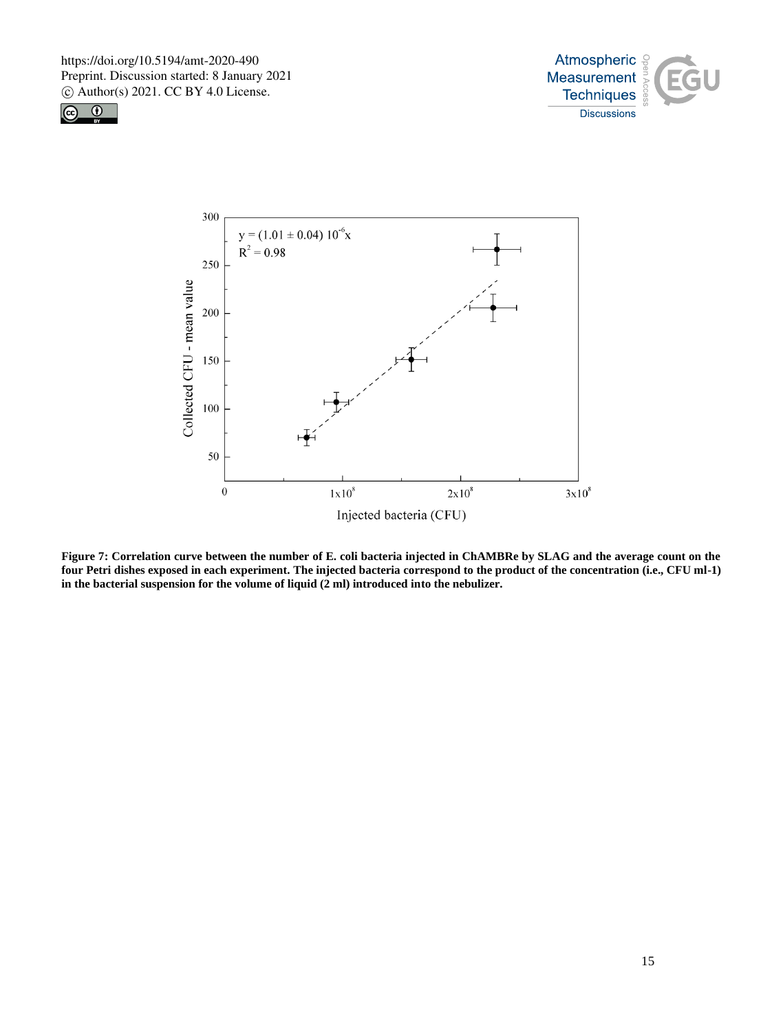**Figure 7: Correlation curve between the number of E. coli bacteria injected in ChAMBRe by SLAG and the average count on the four Petri dishes exposed in each experiment. The injected bacteria correspond to the product of the concentration (i.e., CFU ml-1) in the bacterial suspension for the volume of liquid (2 ml) introduced into the nebulizer.**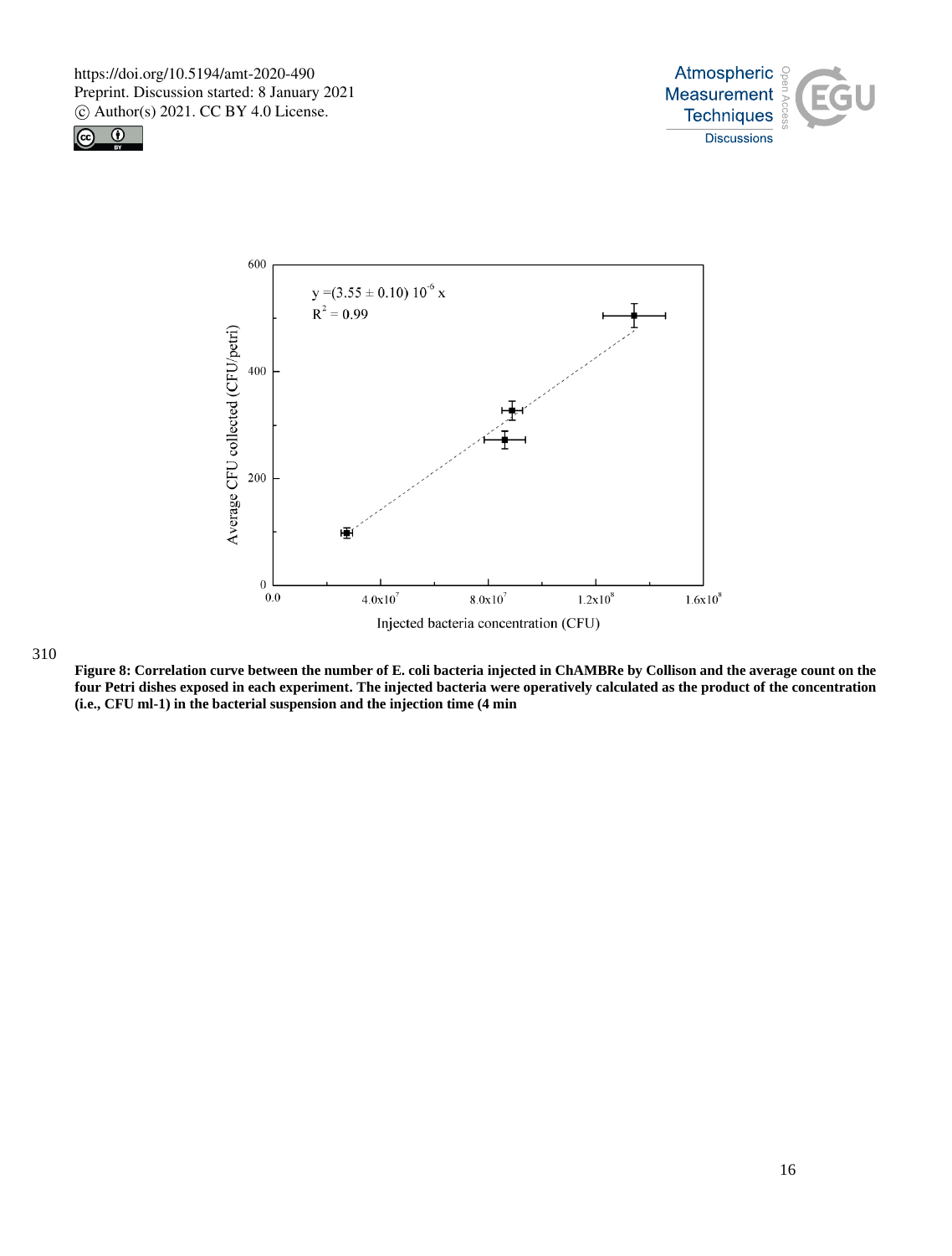**Figure 8: Correlation curve between the number of E. coli bacteria injected in ChAMBRe by Collison and the average count on the four Petri dishes exposed in each experiment. The injected bacteria were operatively calculated as the product of the concentration (i.e., CFU ml-1) in the bacterial suspension and the injection time (4 min**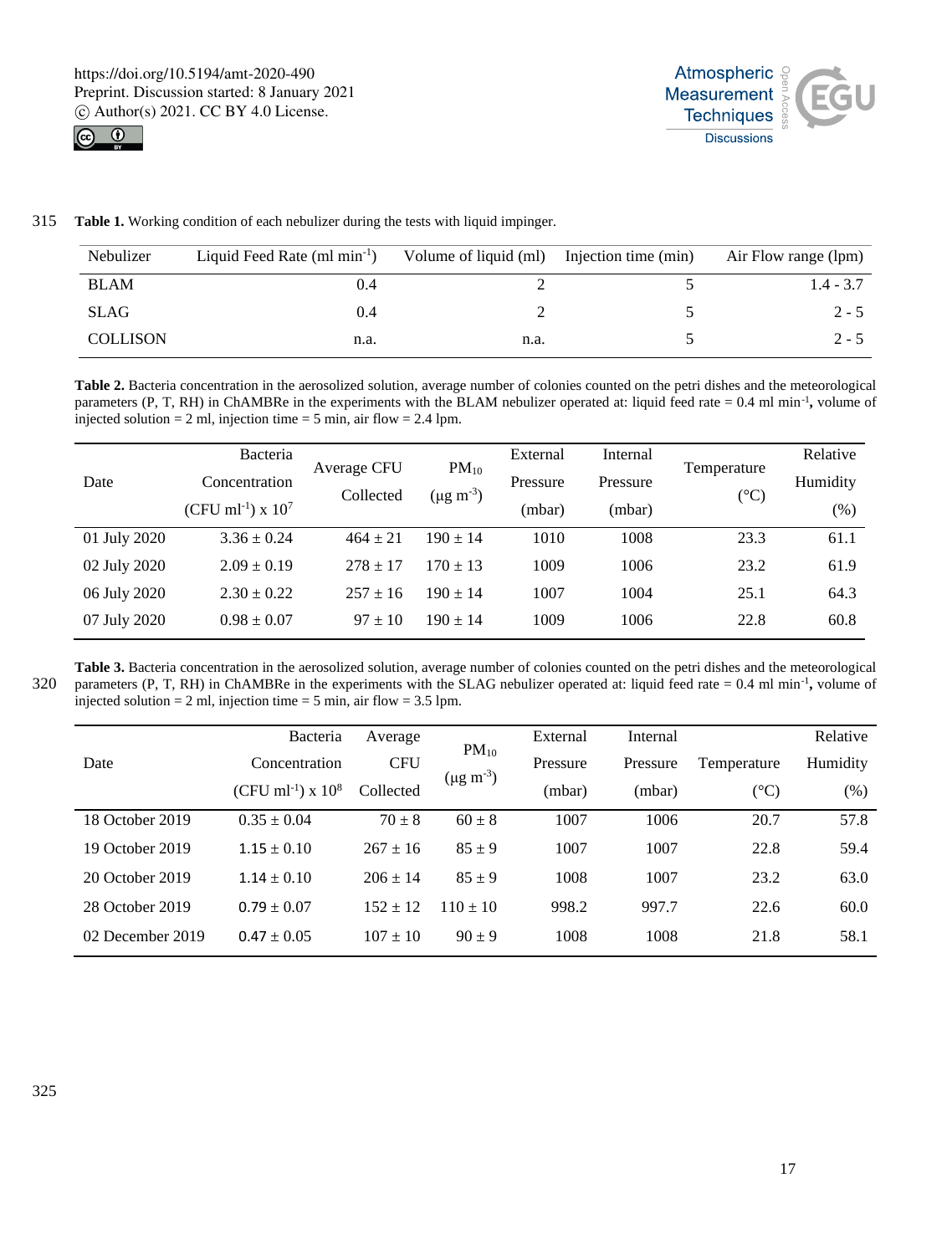**Table 1.** Working condition of each nebulizer during the tests with liquid impinger.

| Nebulizer | Liquid Feed Rate (ml min$^{-1}$) | Volume of liquid (ml) | Injection time (min) | Air Flow range (lpm) |
|---|---|---|---|---|
| BLAM | 0.4 | 2 | 5 | 1.4 - 3.7 |
| SLAG | 0.4 | 2 | 5 | 2 - 5 |
| COLLISON | n.a. | n.a. | 5 | 2 - 5 |

**Table 2.** Bacteria concentration in the aerosolized solution, average number of colonies counted on the petri dishes and the meteorological parameters (P, T, RH) in ChAMBRe in the experiments with the BLAM nebulizer operated at: liquid feed rate = 0.4 ml min$^{-1}$**,** volume of injected solution = 2 ml, injection time = 5 min, air flow = 2.4 lpm.

| Date | Bacteria Concentration (CFU ml$^{-1}$) x $10^7$ | Average CFU Collected | $PM_{10}$ (µg m$^{-3}$) | External Pressure (mbar) | Internal Pressure (mbar) | Temperature (°C) | Relative Humidity (%) |
|---|---|---|---|---|---|---|---|
| 01 July 2020 | 3.36 ± 0.24 | 464 ± 21 | 190 ± 14 | 1010 | 1008 | 23.3 | 61.1 |
| 02 July 2020 | 2.09 ± 0.19 | 278 ± 17 | 170 ± 13 | 1009 | 1006 | 23.2 | 61.9 |
| 06 July 2020 | 2.30 ± 0.22 | 257 ± 16 | 190 ± 14 | 1007 | 1004 | 25.1 | 64.3 |
| 07 July 2020 | 0.98 ± 0.07 | 97 ± 10 | 190 ± 14 | 1009 | 1006 | 22.8 | 60.8 |

**Table 3.** Bacteria concentration in the aerosolized solution, average number of colonies counted on the petri dishes and the meteorological parameters (P, T, RH) in ChAMBRe in the experiments with the SLAG nebulizer operated at: liquid feed rate = 0.4 ml min$^{-1}$**,** volume of injected solution = 2 ml, injection time = 5 min, air flow = 3.5 lpm.

| Date | Bacteria Concentration (CFU ml$^{-1}$) x $10^8$ | Average CFU Collected | $PM_{10}$ (µg m$^{-3}$) | External Pressure (mbar) | Internal Pressure (mbar) | Temperature (°C) | Relative Humidity (%) |
|---|---|---|---|---|---|---|---|
| 18 October 2019 | 0.35 ± 0.04 | 70 ± 8 | 60 ± 8 | 1007 | 1006 | 20.7 | 57.8 |
| 19 October 2019 | 1.15 ± 0.10 | 267 ± 16 | 85 ± 9 | 1007 | 1007 | 22.8 | 59.4 |
| 20 October 2019 | 1.14 ± 0.10 | 206 ± 14 | 85 ± 9 | 1008 | 1007 | 23.2 | 63.0 |
| 28 October 2019 | 0.79 ± 0.07 | 152 ± 12 | 110 ± 10 | 998.2 | 997.7 | 22.6 | 60.0 |
| 02 December 2019 | 0.47 ± 0.05 | 107 ± 10 | 90 ± 9 | 1008 | 1008 | 21.8 | 58.1 |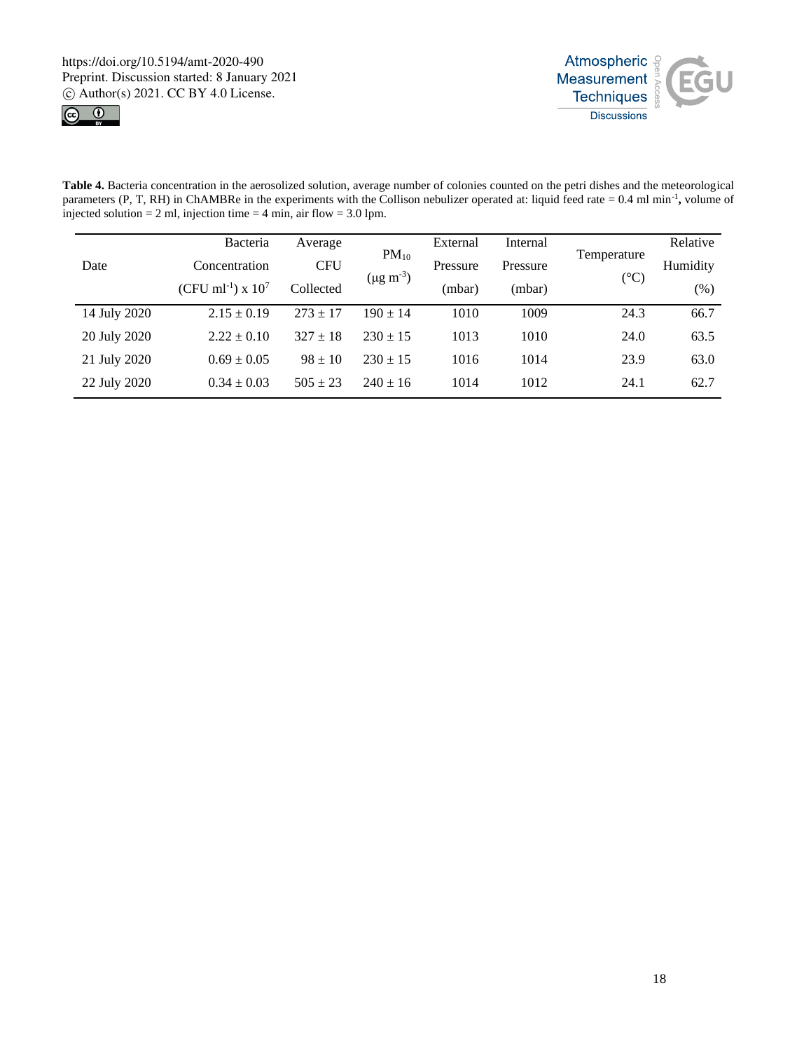**Table 4.** Bacteria concentration in the aerosolized solution, average number of colonies counted on the petri dishes and the meteorological parameters (P, T, RH) in ChAMBRe in the experiments with the Collison nebulizer operated at: liquid feed rate = 0.4 ml min$^{-1}$**,** volume of injected solution = 2 ml, injection time = 4 min, air flow = 3.0 lpm.

| Date | Bacteria Concentration (CFU ml$^{-1}$) x $10^7$ | Average CFU Collected | $PM_{10}$ (μg m$^{-3}$) | External Pressure (mbar) | Internal Pressure (mbar) | Temperature (°C) | Relative Humidity (%) |
|---|---|---|---|---|---|---|---|
| 14 July 2020 | 2.15 ± 0.19 | 273 ± 17 | 190 ± 14 | 1010 | 1009 | 24.3 | 66.7 |
| 20 July 2020 | 2.22 ± 0.10 | 327 ± 18 | 230 ± 15 | 1013 | 1010 | 24.0 | 63.5 |
| 21 July 2020 | 0.69 ± 0.05 | 98 ± 10 | 230 ± 15 | 1016 | 1014 | 23.9 | 63.0 |
| 22 July 2020 | 0.34 ± 0.03 | 505 ± 23 | 240 ± 16 | 1014 | 1012 | 24.1 | 62.7 |